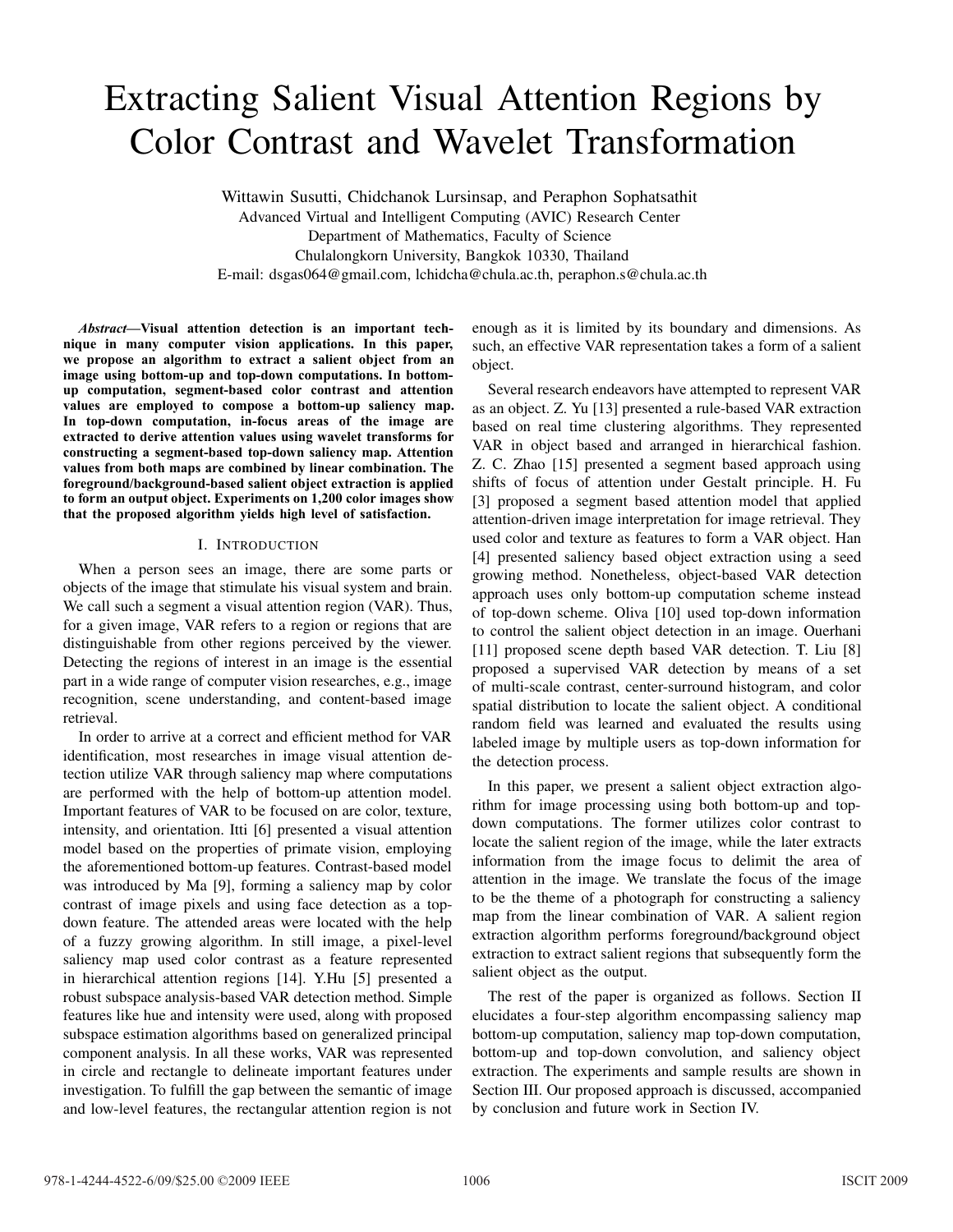# Extracting Salient Visual Attention Regions by Color Contrast and Wavelet Transformation

Wittawin Susutti, Chidchanok Lursinsap, and Peraphon Sophatsathit

Advanced Virtual and Intelligent Computing (AVIC) Research Center
Department of Mathematics, Faculty of Science
Chulalongkorn University, Bangkok 10330, Thailand
E-mail: dsgas064@gmail.com, lchidcha@chula.ac.th, peraphon.s@chula.ac.th

***Abstract*—Visual attention detection is an important technique in many computer vision applications. In this paper, we propose an algorithm to extract a salient object from an image using bottom-up and top-down computations. In bottom-up computation, segment-based color contrast and attention values are employed to compose a bottom-up saliency map. In top-down computation, in-focus areas of the image are extracted to derive attention values using wavelet transforms for constructing a segment-based top-down saliency map. Attention values from both maps are combined by linear combination. The foreground/background-based salient object extraction is applied to form an output object. Experiments on 1,200 color images show that the proposed algorithm yields high level of satisfaction.**

## I. Introduction

When a person sees an image, there are some parts or objects of the image that stimulate his visual system and brain. We call such a segment a visual attention region (VAR). Thus, for a given image, VAR refers to a region or regions that are distinguishable from other regions perceived by the viewer. Detecting the regions of interest in an image is the essential part in a wide range of computer vision researches, e.g., image recognition, scene understanding, and content-based image retrieval.

In order to arrive at a correct and efficient method for VAR identification, most researches in image visual attention detection utilize VAR through saliency map where computations are performed with the help of bottom-up attention model. Important features of VAR to be focused on are color, texture, intensity, and orientation. Itti [6] presented a visual attention model based on the properties of primate vision, employing the aforementioned bottom-up features. Contrast-based model was introduced by Ma [9], forming a saliency map by color contrast of image pixels and using face detection as a top-down feature. The attended areas were located with the help of a fuzzy growing algorithm. In still image, a pixel-level saliency map used color contrast as a feature represented in hierarchical attention regions [14]. Y.Hu [5] presented a robust subspace analysis-based VAR detection method. Simple features like hue and intensity were used, along with proposed subspace estimation algorithms based on generalized principal component analysis. In all these works, VAR was represented in circle and rectangle to delineate important features under investigation. To fulfill the gap between the semantic of image and low-level features, the rectangular attention region is not enough as it is limited by its boundary and dimensions. As such, an effective VAR representation takes a form of a salient object.

Several research endeavors have attempted to represent VAR as an object. Z. Yu [13] presented a rule-based VAR extraction based on real time clustering algorithms. They represented VAR in object based and arranged in hierarchical fashion. Z. C. Zhao [15] presented a segment based approach using shifts of focus of attention under Gestalt principle. H. Fu [3] proposed a segment based attention model that applied attention-driven image interpretation for image retrieval. They used color and texture as features to form a VAR object. Han [4] presented saliency based object extraction using a seed growing method. Nonetheless, object-based VAR detection approach uses only bottom-up computation scheme instead of top-down scheme. Oliva [10] used top-down information to control the salient object detection in an image. Ouerhani [11] proposed scene depth based VAR detection. T. Liu [8] proposed a supervised VAR detection by means of a set of multi-scale contrast, center-surround histogram, and color spatial distribution to locate the salient object. A conditional random field was learned and evaluated the results using labeled image by multiple users as top-down information for the detection process.

In this paper, we present a salient object extraction algorithm for image processing using both bottom-up and top-down computations. The former utilizes color contrast to locate the salient region of the image, while the later extracts information from the image focus to delimit the area of attention in the image. We translate the focus of the image to be the theme of a photograph for constructing a saliency map from the linear combination of VAR. A salient region extraction algorithm performs foreground/background object extraction to extract salient regions that subsequently form the salient object as the output.

The rest of the paper is organized as follows. Section II elucidates a four-step algorithm encompassing saliency map bottom-up computation, saliency map top-down computation, bottom-up and top-down convolution, and saliency object extraction. The experiments and sample results are shown in Section III. Our proposed approach is discussed, accompanied by conclusion and future work in Section IV.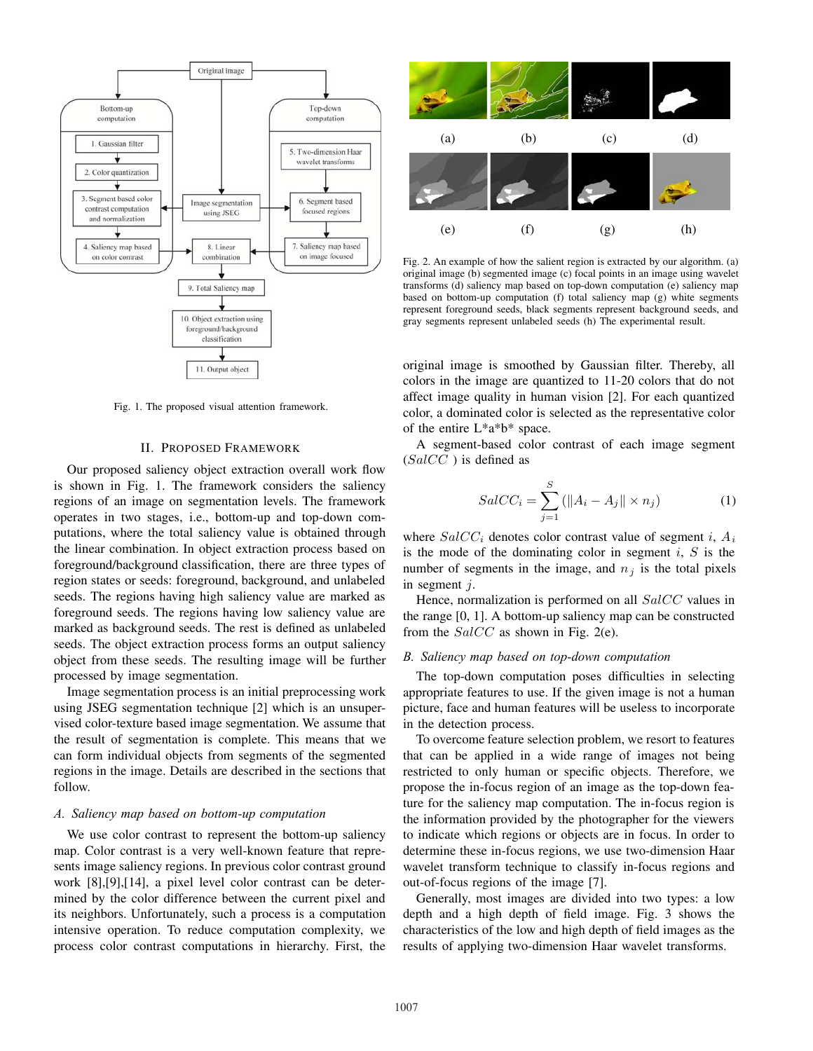Fig. 1. The proposed visual attention framework.

Fig. 2. An example of how the salient region is extracted by our algorithm. (a) original image (b) segmented image (c) focal points in an image using wavelet transforms (d) saliency map based on top-down computation (e) saliency map based on bottom-up computation (f) total saliency map (g) white segments represent foreground seeds, black segments represent background seeds, and gray segments represent unlabeled seeds (h) The experimental result.

## II. Proposed Framework

Our proposed saliency object extraction overall work flow is shown in Fig. 1. The framework considers the saliency regions of an image on segmentation levels. The framework operates in two stages, i.e., bottom-up and top-down computations, where the total saliency value is obtained through the linear combination. In object extraction process based on foreground/background classification, there are three types of region states or seeds: foreground, background, and unlabeled seeds. The regions having high saliency value are marked as foreground seeds. The regions having low saliency value are marked as background seeds. The rest is defined as unlabeled seeds. The object extraction process forms an output saliency object from these seeds. The resulting image will be further processed by image segmentation.

Image segmentation process is an initial preprocessing work using JSEG segmentation technique [2] which is an unsupervised color-texture based image segmentation. We assume that the result of segmentation is complete. This means that we can form individual objects from segments of the segmented regions in the image. Details are described in the sections that follow.

### A. Saliency map based on bottom-up computation

We use color contrast to represent the bottom-up saliency map. Color contrast is a very well-known feature that represents image saliency regions. In previous color contrast ground work [8],[9],[14], a pixel level color contrast can be determined by the color difference between the current pixel and its neighbors. Unfortunately, such a process is a computation intensive operation. To reduce computation complexity, we process color contrast computations in hierarchy. First, the original image is smoothed by Gaussian filter. Thereby, all colors in the image are quantized to 11-20 colors that do not affect image quality in human vision [2]. For each quantized color, a dominated color is selected as the representative color of the entire L*a*b* space.

A segment-based color contrast of each image segment ($SalCC$ ) is defined as

$$SalCC_i = \sum_{j=1}^{S} (\|A_i - A_j\| \times n_j) \tag{1}$$

where $SalCC_i$ denotes color contrast value of segment $i$, $A_i$ is the mode of the dominating color in segment $i$, $S$ is the number of segments in the image, and $n_j$ is the total pixels in segment $j$.

Hence, normalization is performed on all $SalCC$ values in the range [0, 1]. A bottom-up saliency map can be constructed from the $SalCC$ as shown in Fig. 2(e).

### B. Saliency map based on top-down computation

The top-down computation poses difficulties in selecting appropriate features to use. If the given image is not a human picture, face and human features will be useless to incorporate in the detection process.

To overcome feature selection problem, we resort to features that can be applied in a wide range of images not being restricted to only human or specific objects. Therefore, we propose the in-focus region of an image as the top-down feature for the saliency map computation. The in-focus region is the information provided by the photographer for the viewers to indicate which regions or objects are in focus. In order to determine these in-focus regions, we use two-dimension Haar wavelet transform technique to classify in-focus regions and out-of-focus regions of the image [7].

Generally, most images are divided into two types: a low depth and a high depth of field image. Fig. 3 shows the characteristics of the low and high depth of field images as the results of applying two-dimension Haar wavelet transforms.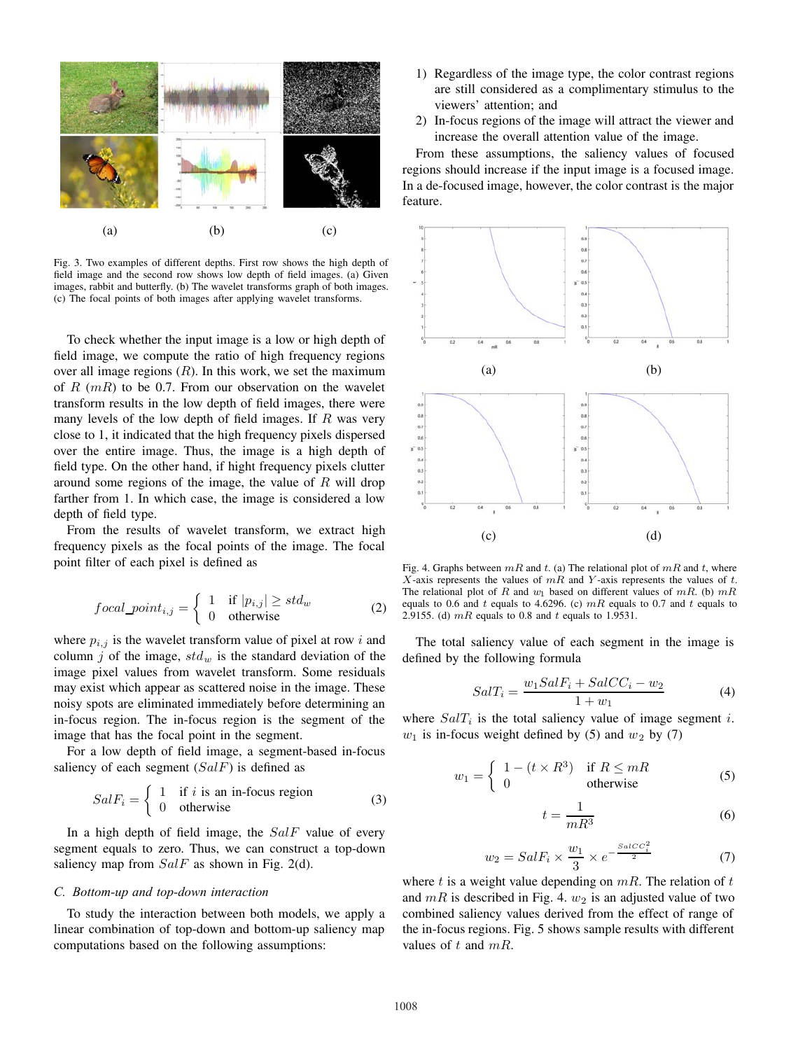Fig. 3. Two examples of different depths. First row shows the high depth of field image and the second row shows low depth of field images. (a) Given images, rabbit and butterfly. (b) The wavelet transforms graph of both images. (c) The focal points of both images after applying wavelet transforms.

To check whether the input image is a low or high depth of field image, we compute the ratio of high frequency regions over all image regions ($R$). In this work, we set the maximum of $R$ ($mR$) to be 0.7. From our observation on the wavelet transform results in the low depth of field images, there were many levels of the low depth of field images. If $R$ was very close to 1, it indicated that the high frequency pixels dispersed over the entire image. Thus, the image is a high depth of field type. On the other hand, if hight frequency pixels clutter around some regions of the image, the value of $R$ will drop farther from 1. In which case, the image is considered a low depth of field type.

From the results of wavelet transform, we extract high frequency pixels as the focal points of the image. The focal point filter of each pixel is defined as

$$focal\_point_{i,j} = \begin{cases} 1 & \text{if } |p_{i,j}| \geq std_w \\ 0 & \text{otherwise} \end{cases} \tag{2}$$

where $p_{i,j}$ is the wavelet transform value of pixel at row $i$ and column $j$ of the image, $std_w$ is the standard deviation of the image pixel values from wavelet transform. Some residuals may exist which appear as scattered noise in the image. These noisy spots are eliminated immediately before determining an in-focus region. The in-focus region is the segment of the image that has the focal point in the segment.

For a low depth of field image, a segment-based in-focus saliency of each segment ($SalF$) is defined as

$$SalF_i = \begin{cases} 1 & \text{if } i \text{ is an in-focus region} \\ 0 & \text{otherwise} \end{cases} \tag{3}$$

In a high depth of field image, the $SalF$ value of every segment equals to zero. Thus, we can construct a top-down saliency map from $SalF$ as shown in Fig. 2(d).

### C. Bottom-up and top-down interaction

To study the interaction between both models, we apply a linear combination of top-down and bottom-up saliency map computations based on the following assumptions:

1) Regardless of the image type, the color contrast regions are still considered as a complimentary stimulus to the viewers' attention; and
2) In-focus regions of the image will attract the viewer and increase the overall attention value of the image.

From these assumptions, the saliency values of focused regions should increase if the input image is a focused image. In a de-focused image, however, the color contrast is the major feature.

Fig. 4. Graphs between $mR$ and $t$. (a) The relational plot of $mR$ and $t$, where $X$-axis represents the values of $mR$ and $Y$-axis represents the values of $t$. The relational plot of $R$ and $w_1$ based on different values of $mR$. (b) $mR$ equals to 0.6 and $t$ equals to 4.6296. (c) $mR$ equals to 0.7 and $t$ equals to 2.9155. (d) $mR$ equals to 0.8 and $t$ equals to 1.9531.

The total saliency value of each segment in the image is defined by the following formula

$$SalT_i = \frac{w_1 SalF_i + SalCC_i - w_2}{1 + w_1} \tag{4}$$

where $SalT_i$ is the total saliency value of image segment $i$. $w_1$ is in-focus weight defined by (5) and $w_2$ by (7)

$$w_1 = \begin{cases} 1 - (t \times R^3) & \text{if } R \leq mR \\ 0 & \text{otherwise} \end{cases} \tag{5}$$

$$t = \frac{1}{mR^3} \tag{6}$$

$$w_2 = SalF_i \times \frac{w_1}{3} \times e^{-\frac{SalCC_i^2}{2}} \tag{7}$$

where $t$ is a weight value depending on $mR$. The relation of $t$ and $mR$ is described in Fig. 4. $w_2$ is an adjusted value of two combined saliency values derived from the effect of range of the in-focus regions. Fig. 5 shows sample results with different values of $t$ and $mR$.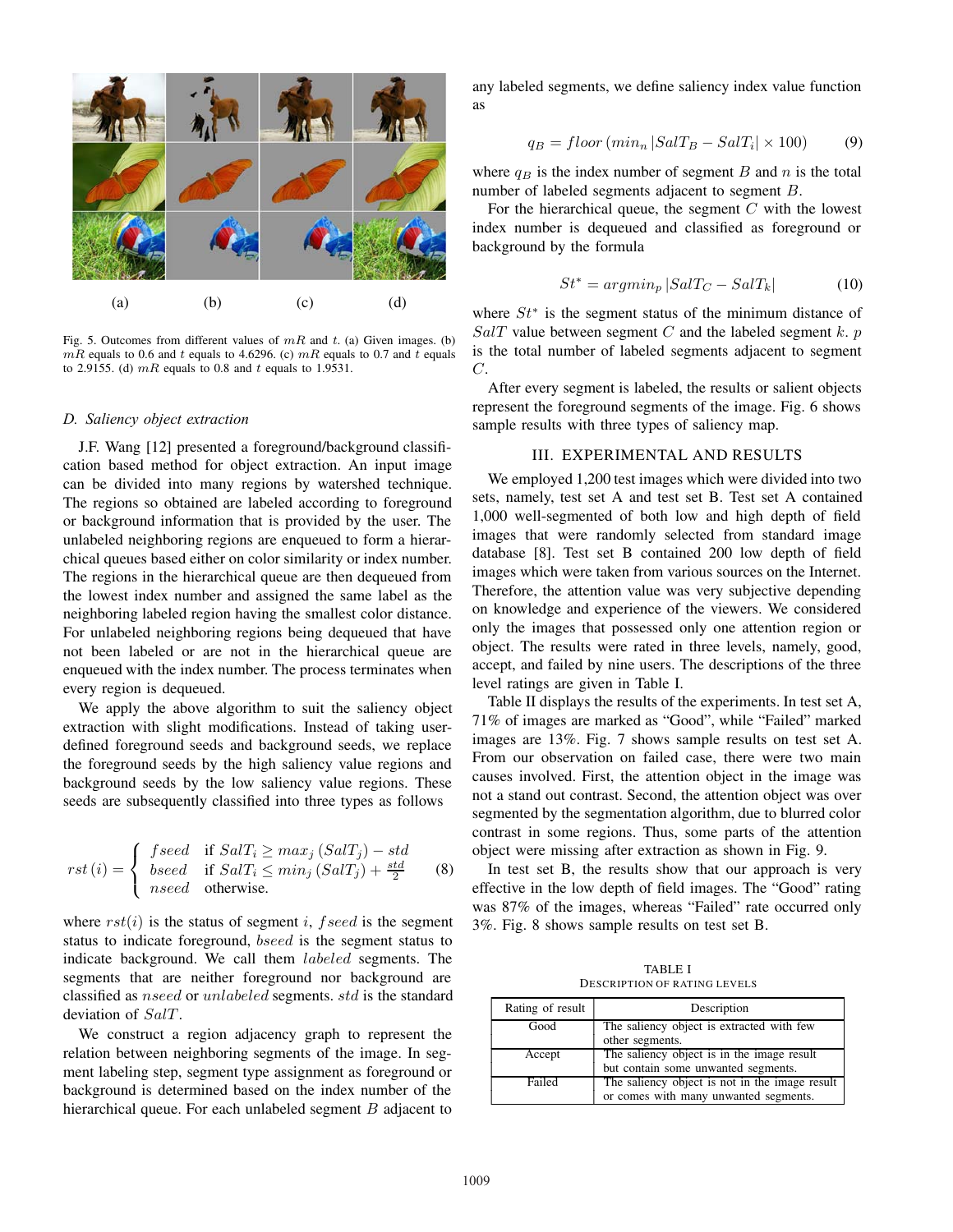(a) (b) (c) (d)

Fig. 5. Outcomes from different values of $mR$ and $t$. (a) Given images. (b) $mR$ equals to 0.6 and $t$ equals to 4.6296. (c) $mR$ equals to 0.7 and $t$ equals to 2.9155. (d) $mR$ equals to 0.8 and $t$ equals to 1.9531.

### D. Saliency object extraction

J.F. Wang [12] presented a foreground/background classification based method for object extraction. An input image can be divided into many regions by watershed technique. The regions so obtained are labeled according to foreground or background information that is provided by the user. The unlabeled neighboring regions are enqueued to form a hierarchical queues based either on color similarity or index number. The regions in the hierarchical queue are then dequeued from the lowest index number and assigned the same label as the neighboring labeled region having the smallest color distance. For unlabeled neighboring regions being dequeued that have not been labeled or are not in the hierarchical queue are enqueued with the index number. The process terminates when every region is dequeued.

We apply the above algorithm to suit the saliency object extraction with slight modifications. Instead of taking user-defined foreground seeds and background seeds, we replace the foreground seeds by the high saliency value regions and background seeds by the low saliency value regions. These seeds are subsequently classified into three types as follows

$$rst\,(i) = \begin{cases} fseed & \text{if } SalT_i \geq max_j\,(SalT_j) - std \\ bseed & \text{if } SalT_i \leq min_j\,(SalT_j) + \frac{std}{2} \\ nseed & \text{otherwise.} \end{cases} \tag{8}$$

where $rst(i)$ is the status of segment $i$, $fseed$ is the segment status to indicate foreground, $bseed$ is the segment status to indicate background. We call them $labeled$ segments. The segments that are neither foreground nor background are classified as $nseed$ or $unlabeled$ segments. $std$ is the standard deviation of $SalT$.

We construct a region adjacency graph to represent the relation between neighboring segments of the image. In segment labeling step, segment type assignment as foreground or background is determined based on the index number of the hierarchical queue. For each unlabeled segment $B$ adjacent to any labeled segments, we define saliency index value function as

$$q_B = floor\left(min_n\,|SalT_B - SalT_i| \times 100\right) \tag{9}$$

where $q_B$ is the index number of segment $B$ and $n$ is the total number of labeled segments adjacent to segment $B$.

For the hierarchical queue, the segment $C$ with the lowest index number is dequeued and classified as foreground or background by the formula

$$St^* = argmin_p\,|SalT_C - SalT_k| \tag{10}$$

where $St^*$ is the segment status of the minimum distance of $SalT$ value between segment $C$ and the labeled segment $k$. $p$ is the total number of labeled segments adjacent to segment $C$.

After every segment is labeled, the results or salient objects represent the foreground segments of the image. Fig. 6 shows sample results with three types of saliency map.

## III. EXPERIMENTAL AND RESULTS

We employed 1,200 test images which were divided into two sets, namely, test set A and test set B. Test set A contained 1,000 well-segmented of both low and high depth of field images that were randomly selected from standard image database [8]. Test set B contained 200 low depth of field images which were taken from various sources on the Internet. Therefore, the attention value was very subjective depending on knowledge and experience of the viewers. We considered only the images that possessed only one attention region or object. The results were rated in three levels, namely, good, accept, and failed by nine users. The descriptions of the three level ratings are given in Table I.

Table II displays the results of the experiments. In test set A, 71% of images are marked as "Good", while "Failed" marked images are 13%. Fig. 7 shows sample results on test set A. From our observation on failed case, there were two main causes involved. First, the attention object in the image was not a stand out contrast. Second, the attention object was over segmented by the segmentation algorithm, due to blurred color contrast in some regions. Thus, some parts of the attention object were missing after extraction as shown in Fig. 9.

In test set B, the results show that our approach is very effective in the low depth of field images. The "Good" rating was 87% of the images, whereas "Failed" rate occurred only 3%. Fig. 8 shows sample results on test set B.

TABLE I
DESCRIPTION OF RATING LEVELS

| Rating of result | Description |
|---|---|
| Good | The saliency object is extracted with few other segments. |
| Accept | The saliency object is in the image result but contain some unwanted segments. |
| Failed | The saliency object is not in the image result or comes with many unwanted segments. |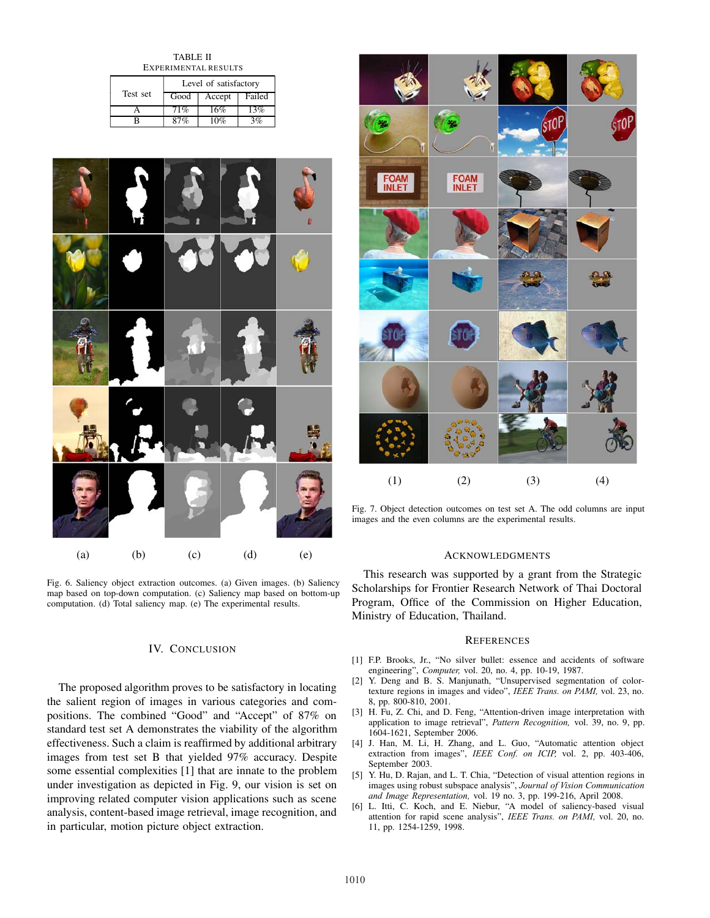TABLE II
EXPERIMENTAL RESULTS

| Test set | Level of satisfactory | | |
|---|---|---|---|
| | Good | Accept | Failed |
| A | 71% | 16% | 13% |
| B | 87% | 10% | 3% |

Fig. 6. Saliency object extraction outcomes. (a) Given images. (b) Saliency map based on top-down computation. (c) Saliency map based on bottom-up computation. (d) Total saliency map. (e) The experimental results.

Fig. 7. Object detection outcomes on test set A. The odd columns are input images and the even columns are the experimental results.

## IV. CONCLUSION

The proposed algorithm proves to be satisfactory in locating the salient region of images in various categories and compositions. The combined "Good" and "Accept" of 87% on standard test set A demonstrates the viability of the algorithm effectiveness. Such a claim is reaffirmed by additional arbitrary images from test set B that yielded 97% accuracy. Despite some essential complexities [1] that are innate to the problem under investigation as depicted in Fig. 9, our vision is set on improving related computer vision applications such as scene analysis, content-based image retrieval, image recognition, and in particular, motion picture object extraction.

## ACKNOWLEDGMENTS

This research was supported by a grant from the Strategic Scholarships for Frontier Research Network of Thai Doctoral Program, Office of the Commission on Higher Education, Ministry of Education, Thailand.

## REFERENCES

[1] F.P. Brooks, Jr., "No silver bullet: essence and accidents of software engineering", *Computer,* vol. 20, no. 4, pp. 10-19, 1987.

[2] Y. Deng and B. S. Manjunath, "Unsupervised segmentation of color-texture regions in images and video", *IEEE Trans. on PAMI,* vol. 23, no. 8, pp. 800-810, 2001.

[3] H. Fu, Z. Chi, and D. Feng, "Attention-driven image interpretation with application to image retrieval", *Pattern Recognition,* vol. 39, no. 9, pp. 1604-1621, September 2006.

[4] J. Han, M. Li, H. Zhang, and L. Guo, "Automatic attention object extraction from images", *IEEE Conf. on ICIP,* vol. 2, pp. 403-406, September 2003.

[5] Y. Hu, D. Rajan, and L. T. Chia, "Detection of visual attention regions in images using robust subspace analysis", *Journal of Vision Communication and Image Representation,* vol. 19 no. 3, pp. 199-216, April 2008.

[6] L. Itti, C. Koch, and E. Niebur, "A model of saliency-based visual attention for rapid scene analysis", *IEEE Trans. on PAMI,* vol. 20, no. 11, pp. 1254-1259, 1998.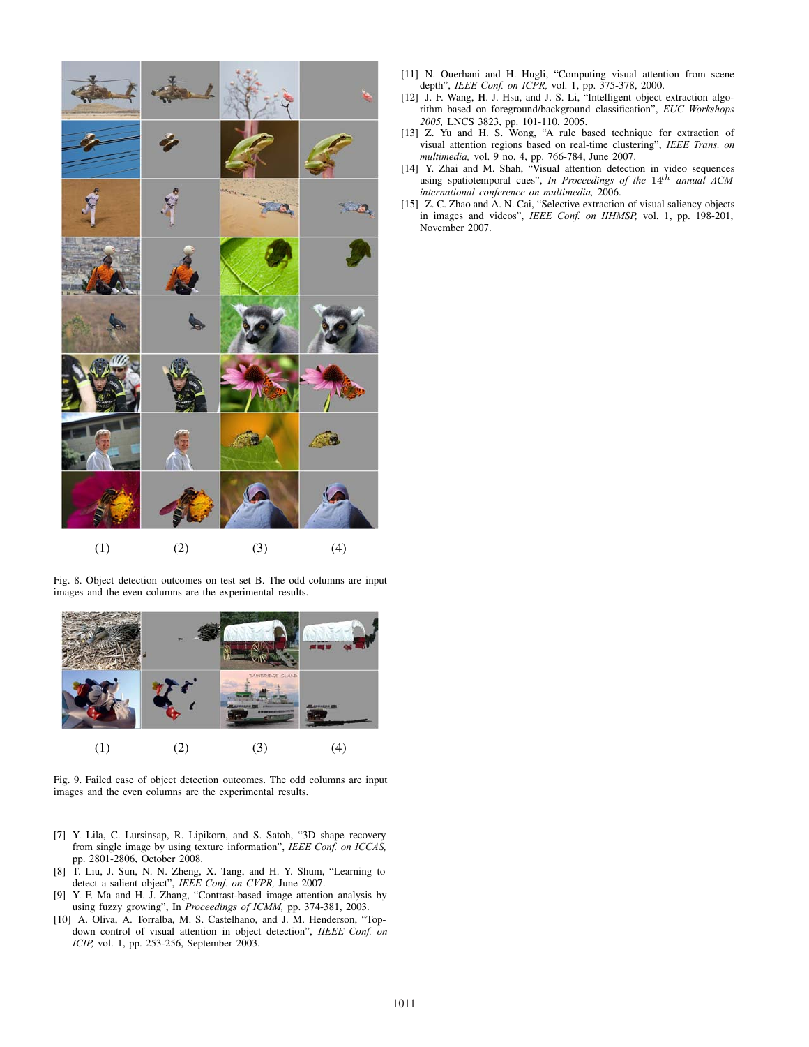(1) (2) (3) (4)

Fig. 8. Object detection outcomes on test set B. The odd columns are input images and the even columns are the experimental results.

(1) (2) (3) (4)

Fig. 9. Failed case of object detection outcomes. The odd columns are input images and the even columns are the experimental results.

[7] Y. Lila, C. Lursinsap, R. Lipikorn, and S. Satoh, "3D shape recovery from single image by using texture information", *IEEE Conf. on ICCAS,* pp. 2801-2806, October 2008.

[8] T. Liu, J. Sun, N. N. Zheng, X. Tang, and H. Y. Shum, "Learning to detect a salient object", *IEEE Conf. on CVPR,* June 2007.

[9] Y. F. Ma and H. J. Zhang, "Contrast-based image attention analysis by using fuzzy growing", In *Proceedings of ICMM,* pp. 374-381, 2003.

[10] A. Oliva, A. Torralba, M. S. Castelhano, and J. M. Henderson, "Top-down control of visual attention in object detection", *IIEEE Conf. on ICIP,* vol. 1, pp. 253-256, September 2003.

[11] N. Ouerhani and H. Hugli, "Computing visual attention from scene depth", *IEEE Conf. on ICPR,* vol. 1, pp. 375-378, 2000.

[12] J. F. Wang, H. J. Hsu, and J. S. Li, "Intelligent object extraction algorithm based on foreground/background classification", *EUC Workshops 2005,* LNCS 3823, pp. 101-110, 2005.

[13] Z. Yu and H. S. Wong, "A rule based technique for extraction of visual attention regions based on real-time clustering", *IEEE Trans. on multimedia,* vol. 9 no. 4, pp. 766-784, June 2007.

[14] Y. Zhai and M. Shah, "Visual attention detection in video sequences using spatiotemporal cues", *In Proceedings of the* $14^{th}$ *annual ACM international conference on multimedia,* 2006.

[15] Z. C. Zhao and A. N. Cai, "Selective extraction of visual saliency objects in images and videos", *IEEE Conf. on IIHMSP,* vol. 1, pp. 198-201, November 2007.